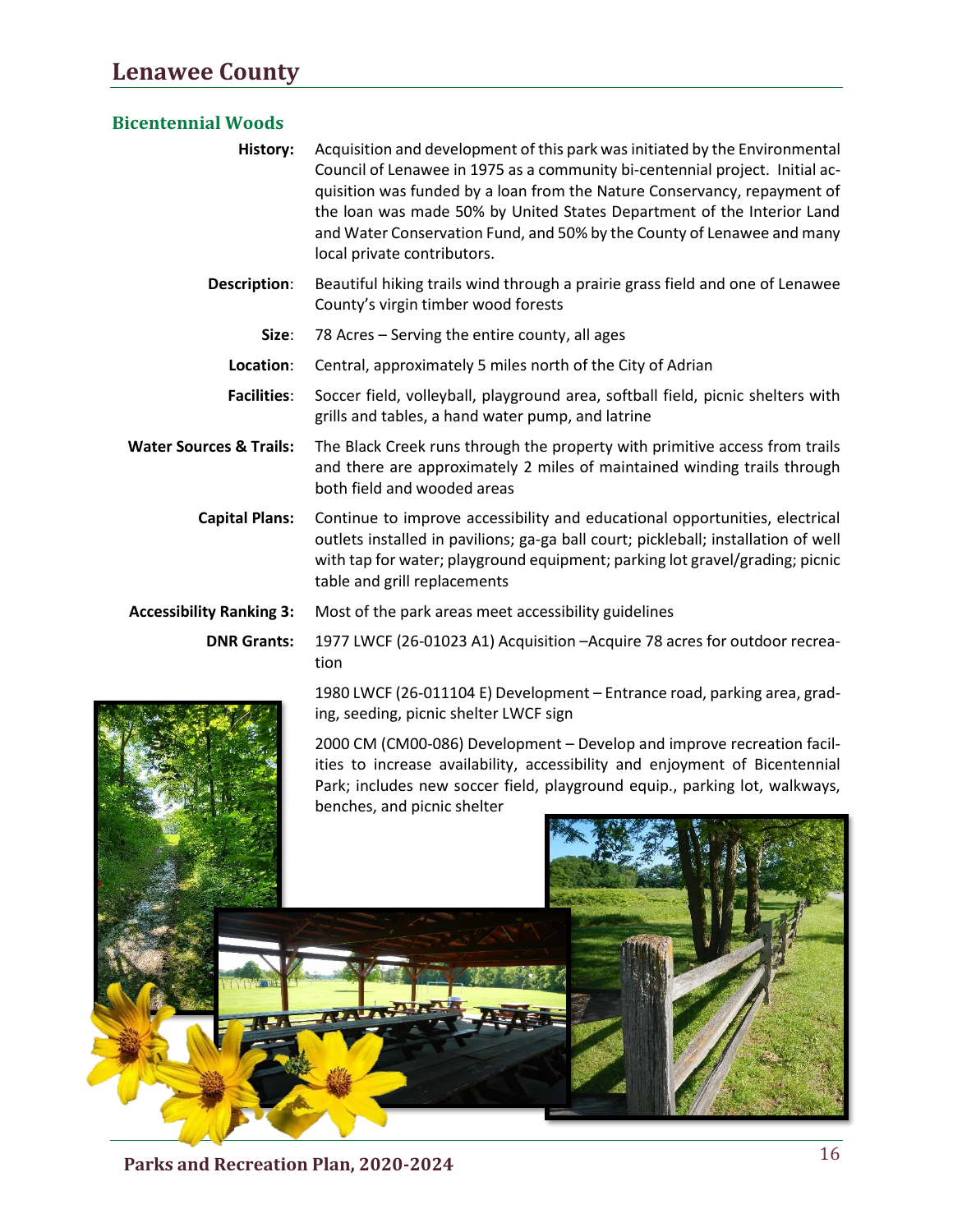# Lenawee County

## Bicentennial Woods

**History:** Acquisition and development of this park was initiated by the Environmental Council of Lenawee in 1975 as a community bi-centennial project. Initial acquisition was funded by a loan from the Nature Conservancy, repayment of the loan was made 50% by United States Department of the Interior Land and Water Conservation Fund, and 50% by the County of Lenawee and many local private contributors.

**Description**: Beautiful hiking trails wind through a prairie grass field and one of Lenawee County's virgin timber wood forests

**Size**: 78 Acres – Serving the entire county, all ages

**Location**: Central, approximately 5 miles north of the City of Adrian

**Facilities**: Soccer field, volleyball, playground area, softball field, picnic shelters with grills and tables, a hand water pump, and latrine

**Water Sources & Trails:** The Black Creek runs through the property with primitive access from trails and there are approximately 2 miles of maintained winding trails through both field and wooded areas

**Capital Plans:** Continue to improve accessibility and educational opportunities, electrical outlets installed in pavilions; ga-ga ball court; pickleball; installation of well with tap for water; playground equipment; parking lot gravel/grading; picnic table and grill replacements

**Accessibility Ranking 3:** Most of the park areas meet accessibility guidelines

**DNR Grants:** 1977 LWCF (26-01023 A1) Acquisition –Acquire 78 acres for outdoor recreation

1980 LWCF (26-011104 E) Development – Entrance road, parking area, grading, seeding, picnic shelter LWCF sign

2000 CM (CM00-086) Development – Develop and improve recreation facilities to increase availability, accessibility and enjoyment of Bicentennial Park; includes new soccer field, playground equip., parking lot, walkways, benches, and picnic shelter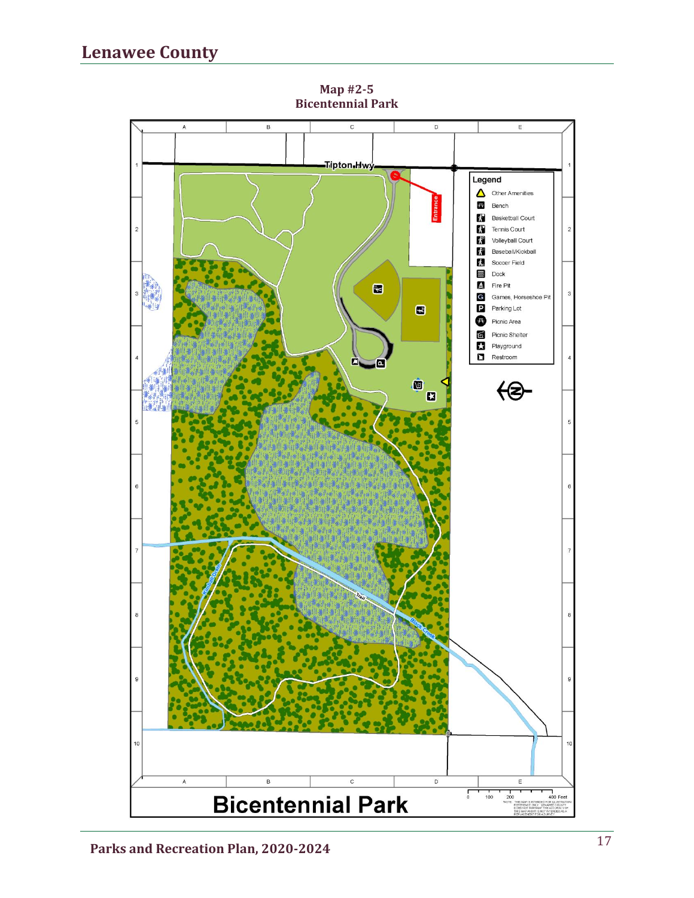## Map #2-5
## Bicentennial Park

Tipton Hwy

Entrance

Legend

- Other Amenities
- Bench
- Basketball Court
- Tennis Court
- Volleyball Court
- Baseball/Kickball
- Soccer Field
- Dock
- Fire Pit
- Games, Horseshoe Pit
- Parking Lot
- Picnic Area
- Picnic Shelter
- Playground
- Restroom

Kimball Drain

Trail

Black Creek

0 100 200 400 Feet

# Bicentennial Park